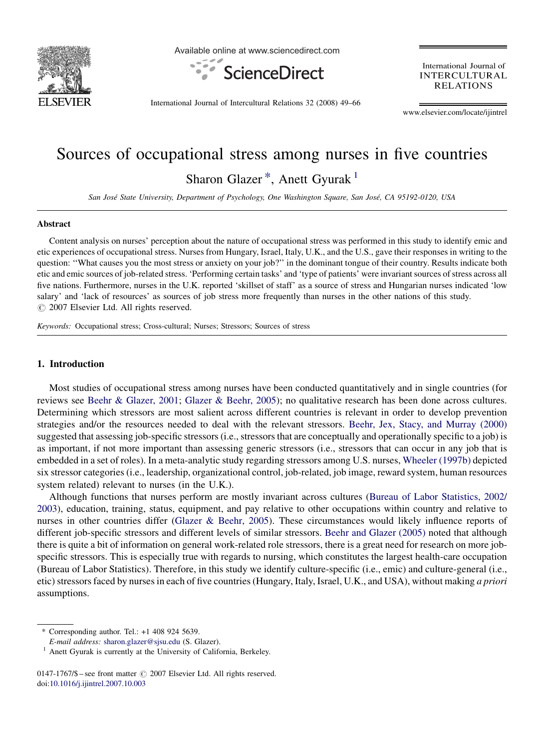# Sources of occupational stress among nurses in five countries

Sharon Glazer*, Anett Gyurak[1]

*San José State University, Department of Psychology, One Washington Square, San José, CA 95192-0120, USA*

## Abstract

Content analysis on nurses' perception about the nature of occupational stress was performed in this study to identify emic and etic experiences of occupational stress. Nurses from Hungary, Israel, Italy, U.K., and the U.S., gave their responses in writing to the question: "What causes you the most stress or anxiety on your job?" in the dominant tongue of their country. Results indicate both etic and emic sources of job-related stress. 'Performing certain tasks' and 'type of patients' were invariant sources of stress across all five nations. Furthermore, nurses in the U.K. reported 'skillset of staff' as a source of stress and Hungarian nurses indicated 'low salary' and 'lack of resources' as sources of job stress more frequently than nurses in the other nations of this study.
© 2007 Elsevier Ltd. All rights reserved.

*Keywords:* Occupational stress; Cross-cultural; Nurses; Stressors; Sources of stress

## 1. Introduction

Most studies of occupational stress among nurses have been conducted quantitatively and in single countries (for reviews see Beehr & Glazer, 2001; Glazer & Beehr, 2005); no qualitative research has been done across cultures. Determining which stressors are most salient across different countries is relevant in order to develop prevention strategies and/or the resources needed to deal with the relevant stressors. Beehr, Jex, Stacy, and Murray (2000) suggested that assessing job-specific stressors (i.e., stressors that are conceptually and operationally specific to a job) is as important, if not more important than assessing generic stressors (i.e., stressors that can occur in any job that is embedded in a set of roles). In a meta-analytic study regarding stressors among U.S. nurses, Wheeler (1997b) depicted six stressor categories (i.e., leadership, organizational control, job-related, job image, reward system, human resources system related) relevant to nurses (in the U.K.).

Although functions that nurses perform are mostly invariant across cultures (Bureau of Labor Statistics, 2002/2003), education, training, status, equipment, and pay relative to other occupations within country and relative to nurses in other countries differ (Glazer & Beehr, 2005). These circumstances would likely influence reports of different job-specific stressors and different levels of similar stressors. Beehr and Glazer (2005) noted that although there is quite a bit of information on general work-related role stressors, there is a great need for research on more job-specific stressors. This is especially true with regards to nursing, which constitutes the largest health-care occupation (Bureau of Labor Statistics). Therefore, in this study we identify culture-specific (i.e., emic) and culture-general (i.e., etic) stressors faced by nurses in each of five countries (Hungary, Italy, Israel, U.K., and USA), without making *a priori* assumptions.

---

* Corresponding author. Tel.: +1 408 924 5639.
*E-mail address:* sharon.glazer@sjsu.edu (S. Glazer).

[1] Anett Gyurak is currently at the University of California, Berkeley.

0147-1767/$ – see front matter © 2007 Elsevier Ltd. All rights reserved.
doi:10.1016/j.ijintrel.2007.10.003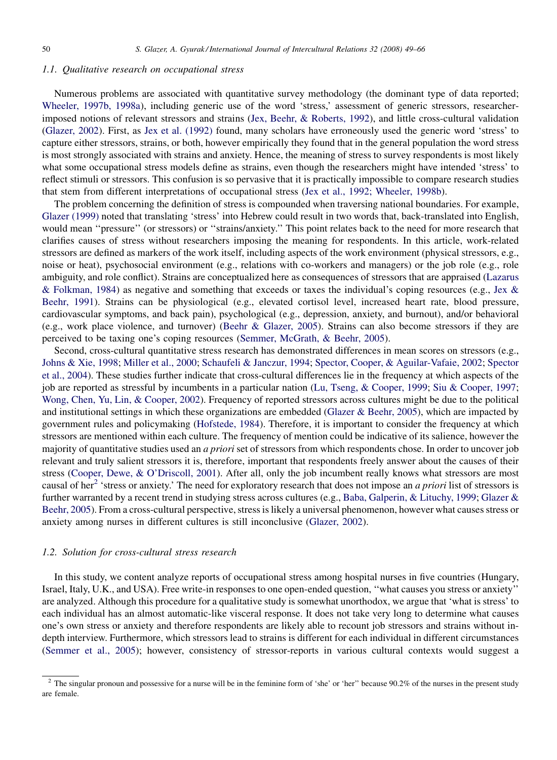### 1.1. Qualitative research on occupational stress

Numerous problems are associated with quantitative survey methodology (the dominant type of data reported; Wheeler, 1997b, 1998a), including generic use of the word 'stress,' assessment of generic stressors, researcher-imposed notions of relevant stressors and strains (Jex, Beehr, & Roberts, 1992), and little cross-cultural validation (Glazer, 2002). First, as Jex et al. (1992) found, many scholars have erroneously used the generic word 'stress' to capture either stressors, strains, or both, however empirically they found that in the general population the word stress is most strongly associated with strains and anxiety. Hence, the meaning of stress to survey respondents is most likely what some occupational stress models define as strains, even though the researchers might have intended 'stress' to reflect stimuli or stressors. This confusion is so pervasive that it is practically impossible to compare research studies that stem from different interpretations of occupational stress (Jex et al., 1992; Wheeler, 1998b).

The problem concerning the definition of stress is compounded when traversing national boundaries. For example, Glazer (1999) noted that translating 'stress' into Hebrew could result in two words that, back-translated into English, would mean "pressure" (or stressors) or "strains/anxiety." This point relates back to the need for more research that clarifies causes of stress without researchers imposing the meaning for respondents. In this article, work-related stressors are defined as markers of the work itself, including aspects of the work environment (physical stressors, e.g., noise or heat), psychosocial environment (e.g., relations with co-workers and managers) or the job role (e.g., role ambiguity, and role conflict). Strains are conceptualized here as consequences of stressors that are appraised (Lazarus & Folkman, 1984) as negative and something that exceeds or taxes the individual's coping resources (e.g., Jex & Beehr, 1991). Strains can be physiological (e.g., elevated cortisol level, increased heart rate, blood pressure, cardiovascular symptoms, and back pain), psychological (e.g., depression, anxiety, and burnout), and/or behavioral (e.g., work place violence, and turnover) (Beehr & Glazer, 2005). Strains can also become stressors if they are perceived to be taxing one's coping resources (Semmer, McGrath, & Beehr, 2005).

Second, cross-cultural quantitative stress research has demonstrated differences in mean scores on stressors (e.g., Johns & Xie, 1998; Miller et al., 2000; Schaufeli & Janczur, 1994; Spector, Cooper, & Aguilar-Vafaie, 2002; Spector et al., 2004). These studies further indicate that cross-cultural differences lie in the frequency at which aspects of the job are reported as stressful by incumbents in a particular nation (Lu, Tseng, & Cooper, 1999; Siu & Cooper, 1997; Wong, Chen, Yu, Lin, & Cooper, 2002). Frequency of reported stressors across cultures might be due to the political and institutional settings in which these organizations are embedded (Glazer & Beehr, 2005), which are impacted by government rules and policymaking (Hofstede, 1984). Therefore, it is important to consider the frequency at which stressors are mentioned within each culture. The frequency of mention could be indicative of its salience, however the majority of quantitative studies used an *a priori* set of stressors from which respondents chose. In order to uncover job relevant and truly salient stressors it is, therefore, important that respondents freely answer about the causes of their stress (Cooper, Dewe, & O'Driscoll, 2001). After all, only the job incumbent really knows what stressors are most causal of her[2] 'stress or anxiety.' The need for exploratory research that does not impose an *a priori* list of stressors is further warranted by a recent trend in studying stress across cultures (e.g., Baba, Galperin, & Lituchy, 1999; Glazer & Beehr, 2005). From a cross-cultural perspective, stress is likely a universal phenomenon, however what causes stress or anxiety among nurses in different cultures is still inconclusive (Glazer, 2002).

### 1.2. Solution for cross-cultural stress research

In this study, we content analyze reports of occupational stress among hospital nurses in five countries (Hungary, Israel, Italy, U.K., and USA). Free write-in responses to one open-ended question, "what causes you stress or anxiety" are analyzed. Although this procedure for a qualitative study is somewhat unorthodox, we argue that 'what is stress' to each individual has an almost automatic-like visceral response. It does not take very long to determine what causes one's own stress or anxiety and therefore respondents are likely able to recount job stressors and strains without in-depth interview. Furthermore, which stressors lead to strains is different for each individual in different circumstances (Semmer et al., 2005); however, consistency of stressor-reports in various cultural contexts would suggest a

[2] The singular pronoun and possessive for a nurse will be in the feminine form of 'she' or 'her" because 90.2% of the nurses in the present study are female.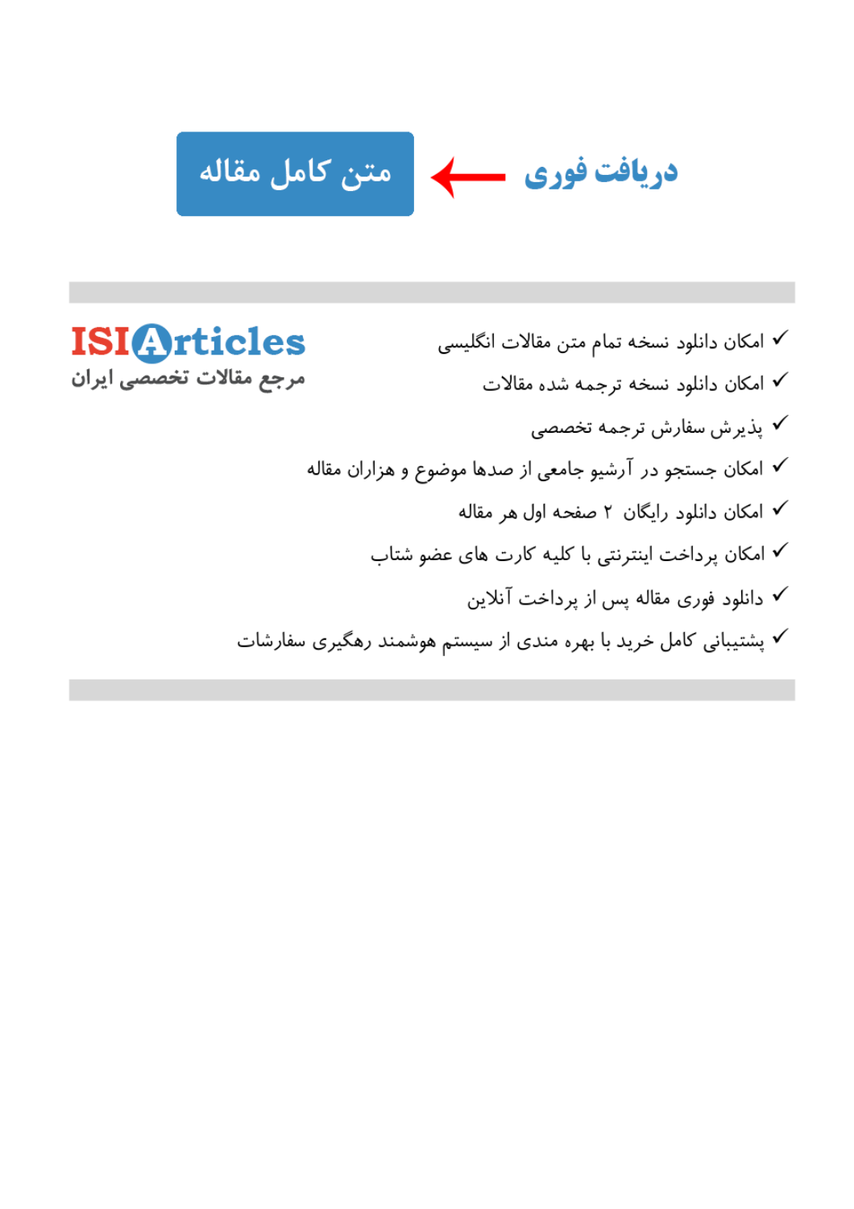دریافت فوری ← متن کامل مقاله

**ISIArticles**
مرجع مقالات تخصصی ایران

- ✓ امکان دانلود نسخه تمام متن مقالات انگلیسی
- ✓ امکان دانلود نسخه ترجمه شده مقالات
- ✓ پذیرش سفارش ترجمه تخصصی
- ✓ امکان جستجو در آرشیو جامعی از صدها موضوع و هزاران مقاله
- ✓ امکان دانلود رایگان ۲ صفحه اول هر مقاله
- ✓ امکان پرداخت اینترنتی با کلیه کارت های عضو شتاب
- ✓ دانلود فوری مقاله پس از پرداخت آنلاین
- ✓ پشتیبانی کامل خرید با بهره مندی از سیستم هوشمند رهگیری سفارشات